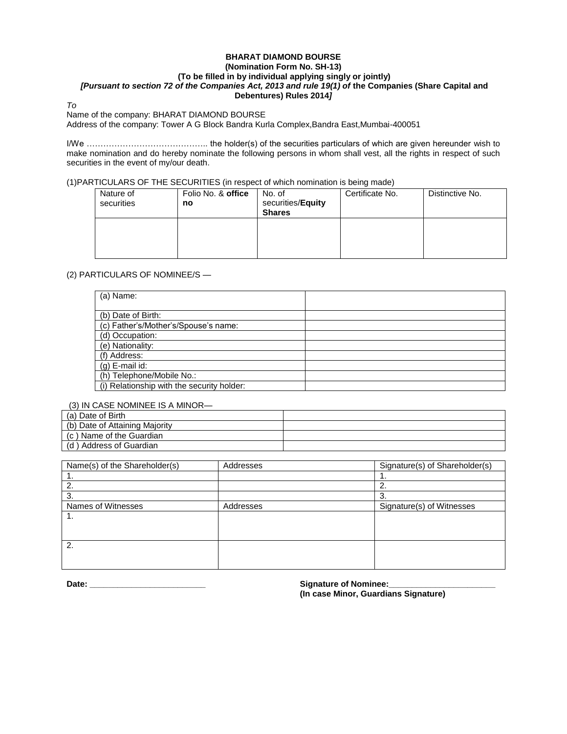**BHARAT DIAMOND BOURSE**
**(Nomination Form No. SH-13)**
**(To be filled in by individual applying singly or jointly)**
***[Pursuant to section 72 of the Companies Act, 2013 and rule 19(1) of* the Companies (Share Capital and Debentures) Rules 2014*]***

*To*
Name of the company: BHARAT DIAMOND BOURSE
Address of the company: Tower A G Block Bandra Kurla Complex,Bandra East,Mumbai-400051

I/We …………………………………….. the holder(s) of the securities particulars of which are given hereunder wish to make nomination and do hereby nominate the following persons in whom shall vest, all the rights in respect of such securities in the event of my/our death.

(1)PARTICULARS OF THE SECURITIES (in respect of which nomination is being made)

| Nature of securities | Folio No. & **office no** | No. of securities/**Equity Shares** | Certificate No. | Distinctive No. |
|---|---|---|---|---|
| | | | | |

(2) PARTICULARS OF NOMINEE/S —

| (a) Name: | |
|---|---|
| (b) Date of Birth: | |
| (c) Father's/Mother's/Spouse's name: | |
| (d) Occupation: | |
| (e) Nationality: | |
| (f) Address: | |
| (g) E-mail id: | |
| (h) Telephone/Mobile No.: | |
| (i) Relationship with the security holder: | |

(3) IN CASE NOMINEE IS A MINOR—

| (a) Date of Birth | |
|---|---|
| (b) Date of Attaining Majority | |
| (c ) Name of the Guardian | |
| (d ) Address of Guardian | |

| Name(s) of the Shareholder(s) | Addresses | Signature(s) of Shareholder(s) |
|---|---|---|
| 1. | | 1. |
| 2. | | 2. |
| 3. | | 3. |
| Names of Witnesses | Addresses | Signature(s) of Witnesses |
| 1. | | |
| 2. | | |

**Date: _________________________**

**Signature of Nominee:_______________________**
**(In case Minor, Guardians Signature)**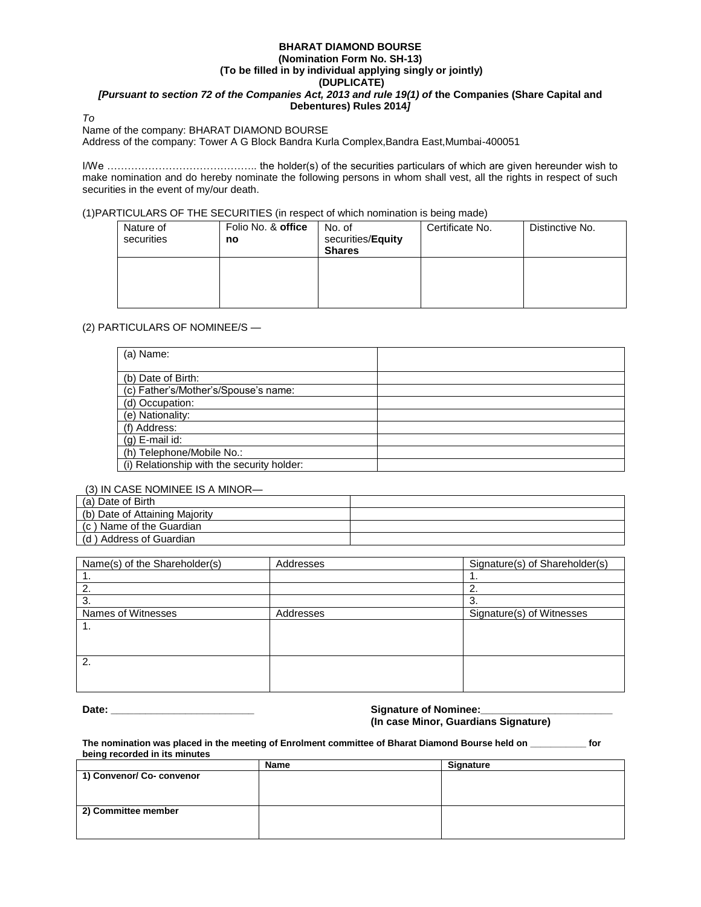**BHARAT DIAMOND BOURSE**
**(Nomination Form No. SH-13)**
**(To be filled in by individual applying singly or jointly)**
**(DUPLICATE)**
***[Pursuant to section 72 of the Companies Act, 2013 and rule 19(1) of* the Companies (Share Capital and Debentures) Rules 2014*]***

*To*

Name of the company: BHARAT DIAMOND BOURSE
Address of the company: Tower A G Block Bandra Kurla Complex,Bandra East,Mumbai-400051

I/We …………………………………….. the holder(s) of the securities particulars of which are given hereunder wish to make nomination and do hereby nominate the following persons in whom shall vest, all the rights in respect of such securities in the event of my/our death.

(1)PARTICULARS OF THE SECURITIES (in respect of which nomination is being made)

| Nature of securities | Folio No. & **office no** | No. of securities/**Equity Shares** | Certificate No. | Distinctive No. |
|---|---|---|---|---|
| | | | | |

(2) PARTICULARS OF NOMINEE/S —

| | |
|---|---|
| (a) Name: | |
| (b) Date of Birth: | |
| (c) Father's/Mother's/Spouse's name: | |
| (d) Occupation: | |
| (e) Nationality: | |
| (f) Address: | |
| (g) E-mail id: | |
| (h) Telephone/Mobile No.: | |
| (i) Relationship with the security holder: | |

(3) IN CASE NOMINEE IS A MINOR—

| | |
|---|---|
| (a) Date of Birth | |
| (b) Date of Attaining Majority | |
| (c ) Name of the Guardian | |
| (d ) Address of Guardian | |

| Name(s) of the Shareholder(s) | Addresses | Signature(s) of Shareholder(s) |
|---|---|---|
| 1. | | 1. |
| 2. | | 2. |
| 3. | | 3. |
| Names of Witnesses | Addresses | Signature(s) of Witnesses |
| 1. | | |
| 2. | | |

**Date: _________________________** **Signature of Nominee:_______________________**
**(In case Minor, Guardians Signature)**

**The nomination was placed in the meeting of Enrolment committee of Bharat Diamond Bourse held on ___________ for being recorded in its minutes**

| | **Name** | **Signature** |
|---|---|---|
| **1) Convenor/ Co- convenor** | | |
| **2) Committee member** | | |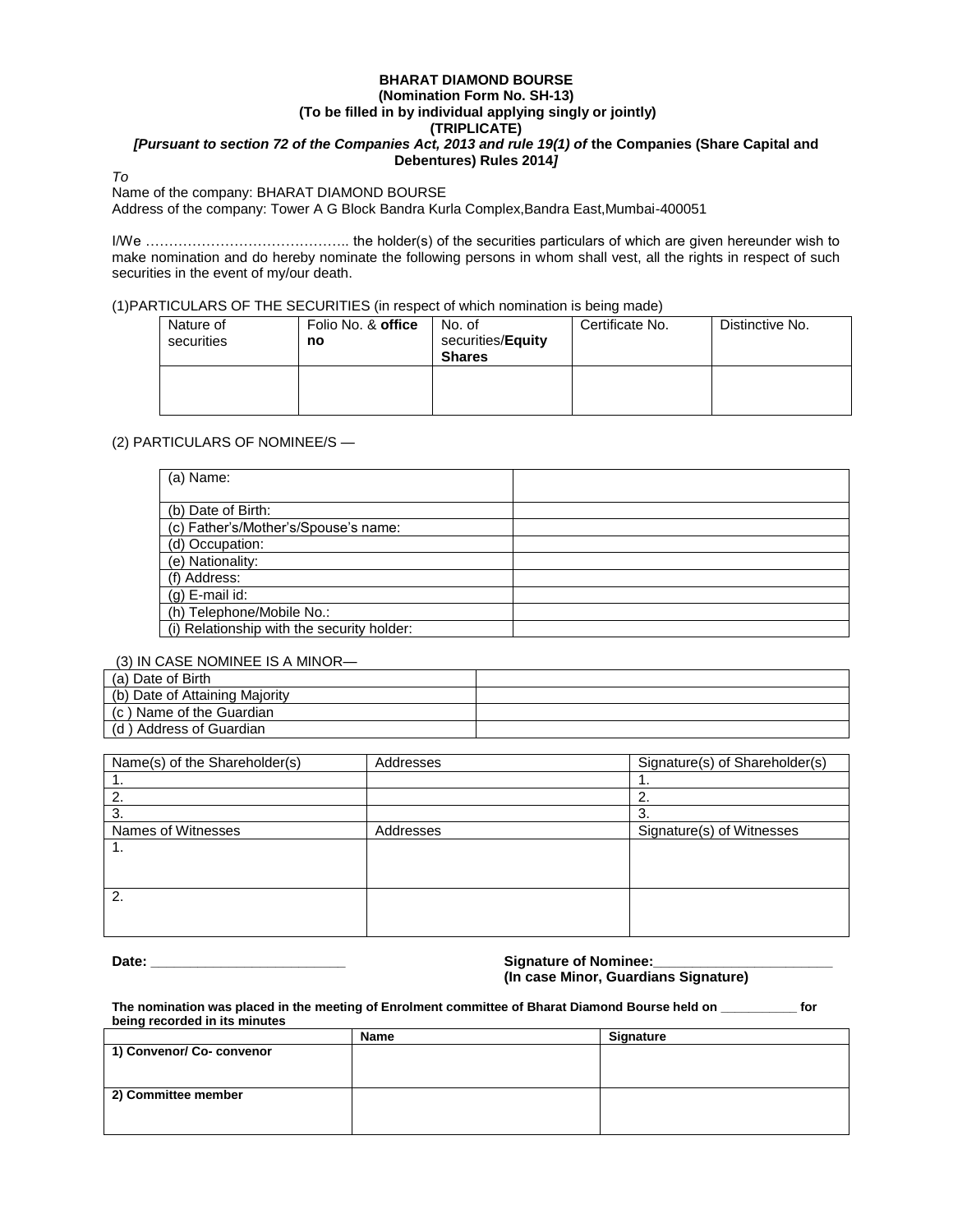**BHARAT DIAMOND BOURSE**
**(Nomination Form No. SH-13)**
**(To be filled in by individual applying singly or jointly)**
**(TRIPLICATE)**
***[Pursuant to section 72 of the Companies Act, 2013 and rule 19(1) of* the Companies (Share Capital and Debentures) Rules 2014*]***

*To*
Name of the company: BHARAT DIAMOND BOURSE
Address of the company: Tower A G Block Bandra Kurla Complex,Bandra East,Mumbai-400051

I/We …………………………………….. the holder(s) of the securities particulars of which are given hereunder wish to make nomination and do hereby nominate the following persons in whom shall vest, all the rights in respect of such securities in the event of my/our death.

(1)PARTICULARS OF THE SECURITIES (in respect of which nomination is being made)

| Nature of securities | Folio No. & **office no** | No. of securities/**Equity Shares** | Certificate No. | Distinctive No. |
|---|---|---|---|---|
| | | | | |

(2) PARTICULARS OF NOMINEE/S —

| | |
|---|---|
| (a) Name: | |
| (b) Date of Birth: | |
| (c) Father's/Mother's/Spouse's name: | |
| (d) Occupation: | |
| (e) Nationality: | |
| (f) Address: | |
| (g) E-mail id: | |
| (h) Telephone/Mobile No.: | |
| (i) Relationship with the security holder: | |

(3) IN CASE NOMINEE IS A MINOR—

| | |
|---|---|
| (a) Date of Birth | |
| (b) Date of Attaining Majority | |
| (c ) Name of the Guardian | |
| (d ) Address of Guardian | |

| Name(s) of the Shareholder(s) | Addresses | Signature(s) of Shareholder(s) |
|---|---|---|
| 1. | | 1. |
| 2. | | 2. |
| 3. | | 3. |
| Names of Witnesses | Addresses | Signature(s) of Witnesses |
| 1. | | |
| 2. | | |

**Date: _________________________**

**Signature of Nominee:_______________________**
**(In case Minor, Guardians Signature)**

**The nomination was placed in the meeting of Enrolment committee of Bharat Diamond Bourse held on ___________ for being recorded in its minutes**

| | **Name** | **Signature** |
|---|---|---|
| **1) Convenor/ Co- convenor** | | |
| **2) Committee member** | | |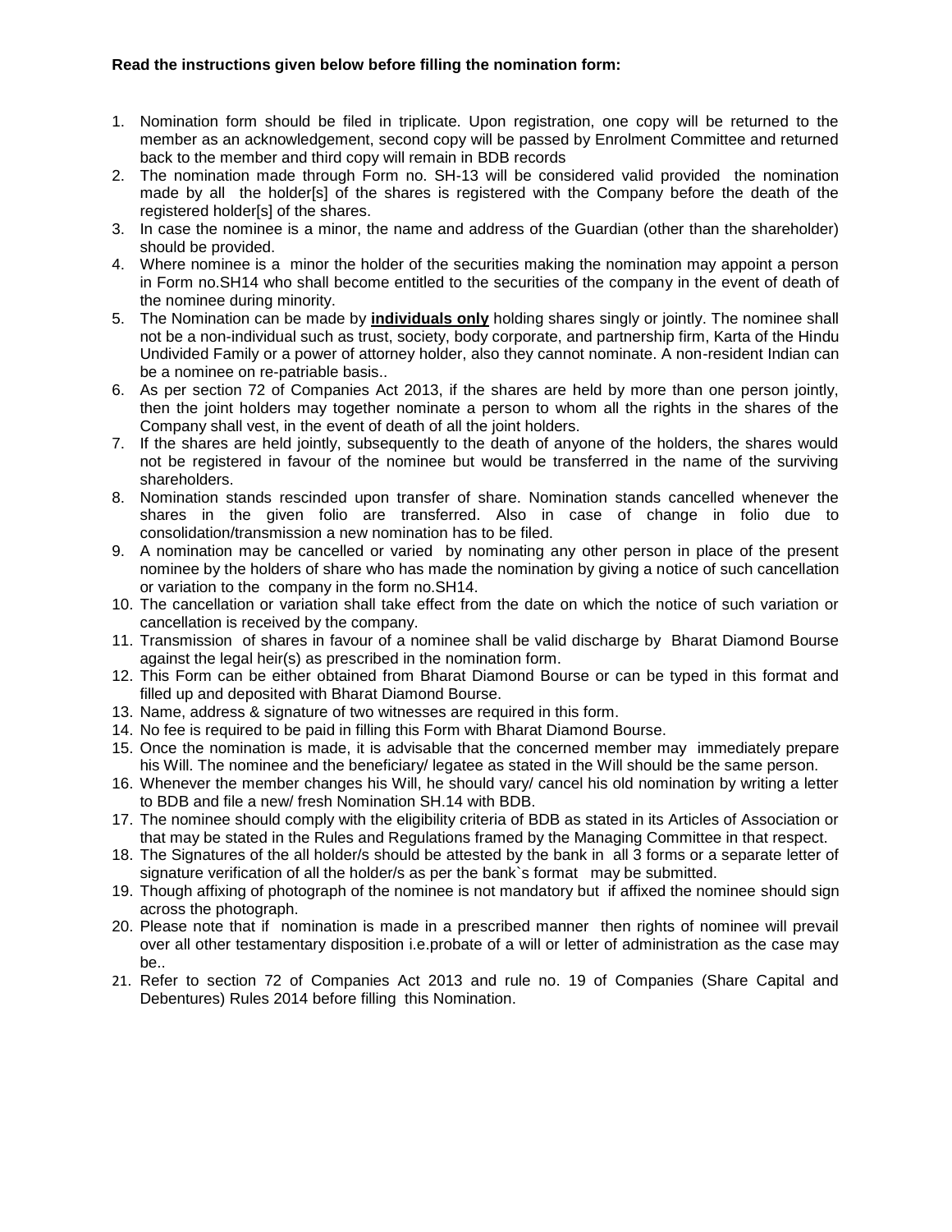**Read the instructions given below before filling the nomination form:**

1. Nomination form should be filed in triplicate. Upon registration, one copy will be returned to the member as an acknowledgement, second copy will be passed by Enrolment Committee and returned back to the member and third copy will remain in BDB records
2. The nomination made through Form no. SH-13 will be considered valid provided the nomination made by all the holder[s] of the shares is registered with the Company before the death of the registered holder[s] of the shares.
3. In case the nominee is a minor, the name and address of the Guardian (other than the shareholder) should be provided.
4. Where nominee is a minor the holder of the securities making the nomination may appoint a person in Form no.SH14 who shall become entitled to the securities of the company in the event of death of the nominee during minority.
5. The Nomination can be made by **<u>individuals only</u>** holding shares singly or jointly. The nominee shall not be a non-individual such as trust, society, body corporate, and partnership firm, Karta of the Hindu Undivided Family or a power of attorney holder, also they cannot nominate. A non-resident Indian can be a nominee on re-patriable basis..
6. As per section 72 of Companies Act 2013, if the shares are held by more than one person jointly, then the joint holders may together nominate a person to whom all the rights in the shares of the Company shall vest, in the event of death of all the joint holders.
7. If the shares are held jointly, subsequently to the death of anyone of the holders, the shares would not be registered in favour of the nominee but would be transferred in the name of the surviving shareholders.
8. Nomination stands rescinded upon transfer of share. Nomination stands cancelled whenever the shares in the given folio are transferred. Also in case of change in folio due to consolidation/transmission a new nomination has to be filed.
9. A nomination may be cancelled or varied by nominating any other person in place of the present nominee by the holders of share who has made the nomination by giving a notice of such cancellation or variation to the company in the form no.SH14.
10. The cancellation or variation shall take effect from the date on which the notice of such variation or cancellation is received by the company.
11. Transmission of shares in favour of a nominee shall be valid discharge by Bharat Diamond Bourse against the legal heir(s) as prescribed in the nomination form.
12. This Form can be either obtained from Bharat Diamond Bourse or can be typed in this format and filled up and deposited with Bharat Diamond Bourse.
13. Name, address & signature of two witnesses are required in this form.
14. No fee is required to be paid in filling this Form with Bharat Diamond Bourse.
15. Once the nomination is made, it is advisable that the concerned member may immediately prepare his Will. The nominee and the beneficiary/ legatee as stated in the Will should be the same person.
16. Whenever the member changes his Will, he should vary/ cancel his old nomination by writing a letter to BDB and file a new/ fresh Nomination SH.14 with BDB.
17. The nominee should comply with the eligibility criteria of BDB as stated in its Articles of Association or that may be stated in the Rules and Regulations framed by the Managing Committee in that respect.
18. The Signatures of the all holder/s should be attested by the bank in all 3 forms or a separate letter of signature verification of all the holder/s as per the bank`s format may be submitted.
19. Though affixing of photograph of the nominee is not mandatory but if affixed the nominee should sign across the photograph.
20. Please note that if nomination is made in a prescribed manner then rights of nominee will prevail over all other testamentary disposition i.e.probate of a will or letter of administration as the case may be..
21. Refer to section 72 of Companies Act 2013 and rule no. 19 of Companies (Share Capital and Debentures) Rules 2014 before filling this Nomination.